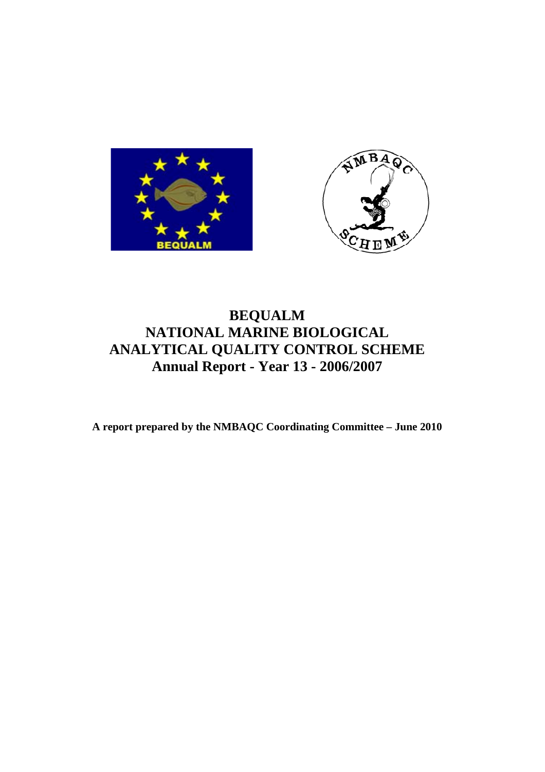# BEQUALM
# NATIONAL MARINE BIOLOGICAL ANALYTICAL QUALITY CONTROL SCHEME
# Annual Report - Year 13 - 2006/2007

**A report prepared by the NMBAQC Coordinating Committee – June 2010**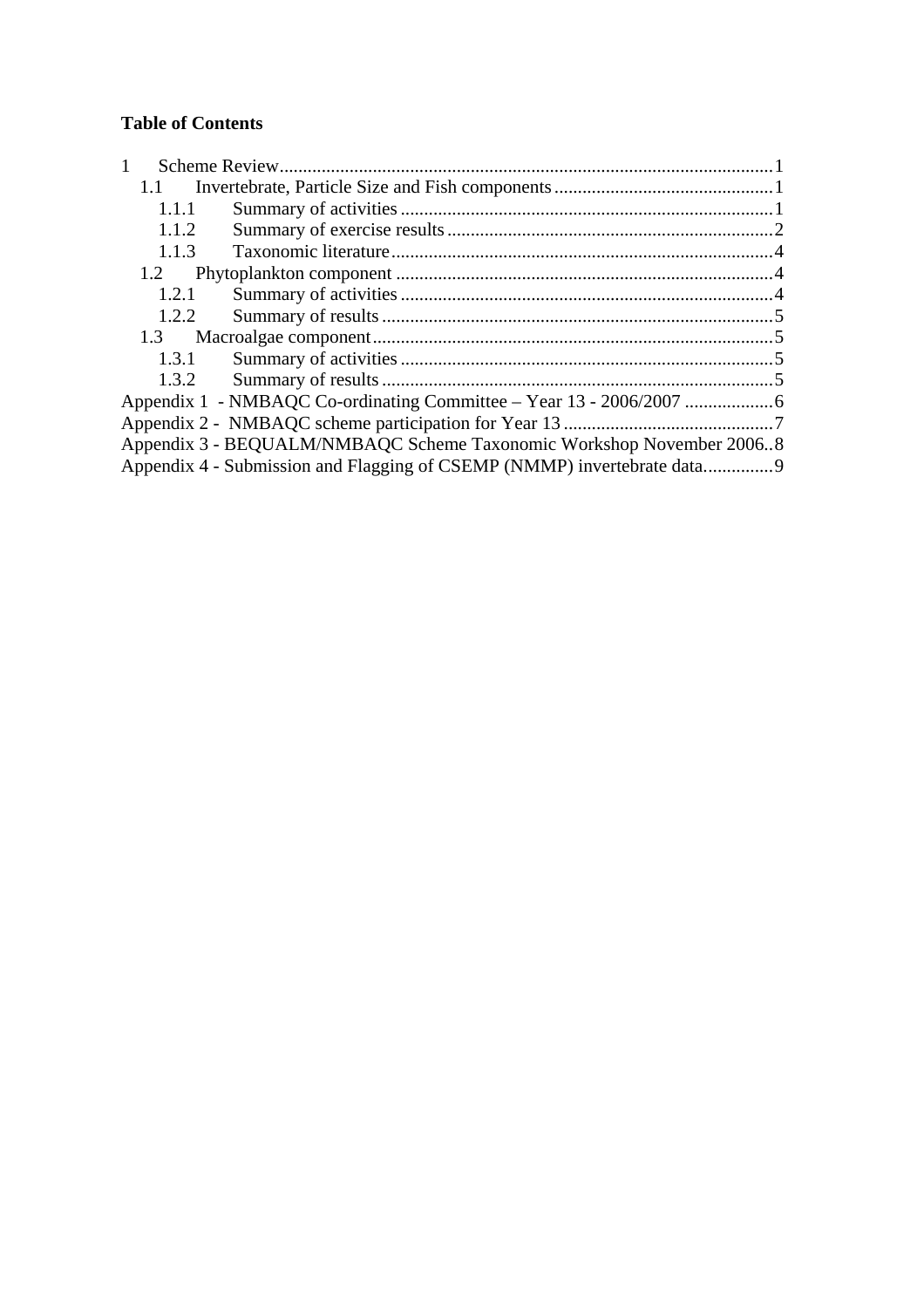**Table of Contents**

1 Scheme Review .......................................................................................................... 1
 1.1 Invertebrate, Particle Size and Fish components ............................................... 1
  1.1.1 Summary of activities ................................................................................ 1
  1.1.2 Summary of exercise results ...................................................................... 2
  1.1.3 Taxonomic literature .................................................................................. 4
 1.2 Phytoplankton component .................................................................................. 4
  1.2.1 Summary of activities ................................................................................ 4
  1.2.2 Summary of results .................................................................................... 5
 1.3 Macroalgae component ...................................................................................... 5
  1.3.1 Summary of activities ................................................................................ 5
  1.3.2 Summary of results .................................................................................... 5

Appendix 1 - NMBAQC Co-ordinating Committee – Year 13 - 2006/2007 ................... 6

Appendix 2 - NMBAQC scheme participation for Year 13 ............................................. 7

Appendix 3 - BEQUALM/NMBAQC Scheme Taxonomic Workshop November 2006.. 8

Appendix 4 - Submission and Flagging of CSEMP (NMMP) invertebrate data.............. 9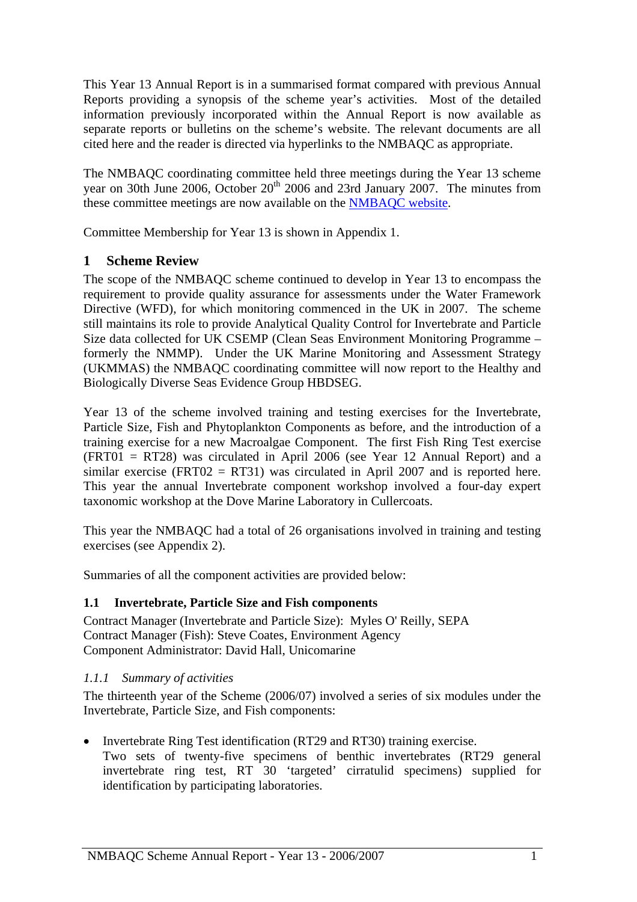This Year 13 Annual Report is in a summarised format compared with previous Annual Reports providing a synopsis of the scheme year's activities. Most of the detailed information previously incorporated within the Annual Report is now available as separate reports or bulletins on the scheme's website. The relevant documents are all cited here and the reader is directed via hyperlinks to the NMBAQC as appropriate.

The NMBAQC coordinating committee held three meetings during the Year 13 scheme year on 30th June 2006, October 20th 2006 and 23rd January 2007. The minutes from these committee meetings are now available on the NMBAQC website.

Committee Membership for Year 13 is shown in Appendix 1.

# 1 Scheme Review

The scope of the NMBAQC scheme continued to develop in Year 13 to encompass the requirement to provide quality assurance for assessments under the Water Framework Directive (WFD), for which monitoring commenced in the UK in 2007. The scheme still maintains its role to provide Analytical Quality Control for Invertebrate and Particle Size data collected for UK CSEMP (Clean Seas Environment Monitoring Programme – formerly the NMMP). Under the UK Marine Monitoring and Assessment Strategy (UKMMAS) the NMBAQC coordinating committee will now report to the Healthy and Biologically Diverse Seas Evidence Group HBDSEG.

Year 13 of the scheme involved training and testing exercises for the Invertebrate, Particle Size, Fish and Phytoplankton Components as before, and the introduction of a training exercise for a new Macroalgae Component. The first Fish Ring Test exercise (FRT01 = RT28) was circulated in April 2006 (see Year 12 Annual Report) and a similar exercise (FRT02 = RT31) was circulated in April 2007 and is reported here. This year the annual Invertebrate component workshop involved a four-day expert taxonomic workshop at the Dove Marine Laboratory in Cullercoats.

This year the NMBAQC had a total of 26 organisations involved in training and testing exercises (see Appendix 2).

Summaries of all the component activities are provided below:

## 1.1 Invertebrate, Particle Size and Fish components

Contract Manager (Invertebrate and Particle Size): Myles O' Reilly, SEPA
Contract Manager (Fish): Steve Coates, Environment Agency
Component Administrator: David Hall, Unicomarine

### *1.1.1 Summary of activities*

The thirteenth year of the Scheme (2006/07) involved a series of six modules under the Invertebrate, Particle Size, and Fish components:

- Invertebrate Ring Test identification (RT29 and RT30) training exercise.
  Two sets of twenty-five specimens of benthic invertebrates (RT29 general invertebrate ring test, RT 30 'targeted' cirratulid specimens) supplied for identification by participating laboratories.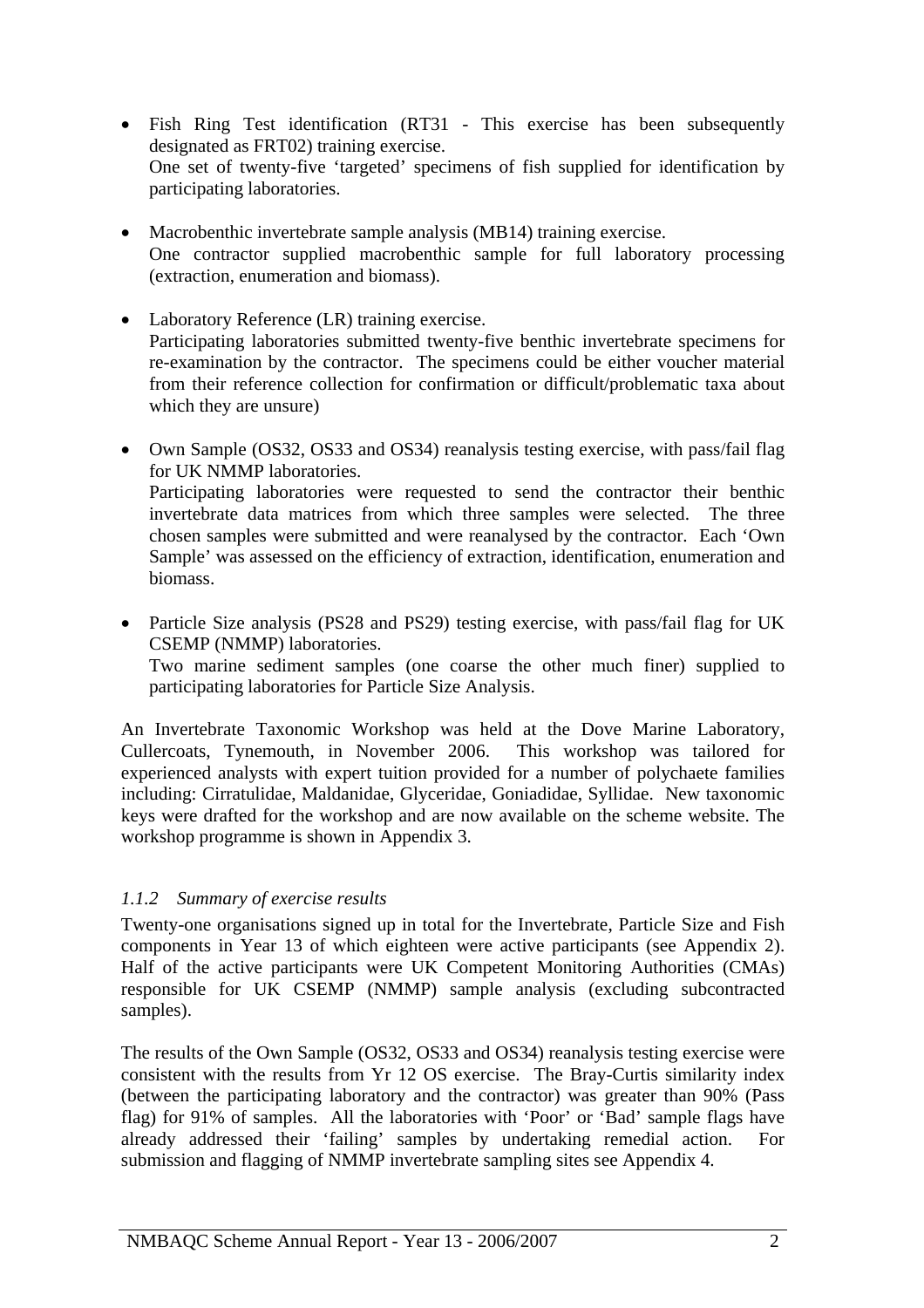- Fish Ring Test identification (RT31 - This exercise has been subsequently designated as FRT02) training exercise.
  One set of twenty-five 'targeted' specimens of fish supplied for identification by participating laboratories.

- Macrobenthic invertebrate sample analysis (MB14) training exercise.
  One contractor supplied macrobenthic sample for full laboratory processing (extraction, enumeration and biomass).

- Laboratory Reference (LR) training exercise.
  Participating laboratories submitted twenty-five benthic invertebrate specimens for re-examination by the contractor. The specimens could be either voucher material from their reference collection for confirmation or difficult/problematic taxa about which they are unsure)

- Own Sample (OS32, OS33 and OS34) reanalysis testing exercise, with pass/fail flag for UK NMMP laboratories.
  Participating laboratories were requested to send the contractor their benthic invertebrate data matrices from which three samples were selected. The three chosen samples were submitted and were reanalysed by the contractor. Each 'Own Sample' was assessed on the efficiency of extraction, identification, enumeration and biomass.

- Particle Size analysis (PS28 and PS29) testing exercise, with pass/fail flag for UK CSEMP (NMMP) laboratories.
  Two marine sediment samples (one coarse the other much finer) supplied to participating laboratories for Particle Size Analysis.

An Invertebrate Taxonomic Workshop was held at the Dove Marine Laboratory, Cullercoats, Tynemouth, in November 2006. This workshop was tailored for experienced analysts with expert tuition provided for a number of polychaete families including: Cirratulidae, Maldanidae, Glyceridae, Goniadidae, Syllidae. New taxonomic keys were drafted for the workshop and are now available on the scheme website. The workshop programme is shown in Appendix 3.

### *1.1.2 Summary of exercise results*

Twenty-one organisations signed up in total for the Invertebrate, Particle Size and Fish components in Year 13 of which eighteen were active participants (see Appendix 2). Half of the active participants were UK Competent Monitoring Authorities (CMAs) responsible for UK CSEMP (NMMP) sample analysis (excluding subcontracted samples).

The results of the Own Sample (OS32, OS33 and OS34) reanalysis testing exercise were consistent with the results from Yr 12 OS exercise. The Bray-Curtis similarity index (between the participating laboratory and the contractor) was greater than 90% (Pass flag) for 91% of samples. All the laboratories with 'Poor' or 'Bad' sample flags have already addressed their 'failing' samples by undertaking remedial action. For submission and flagging of NMMP invertebrate sampling sites see Appendix 4.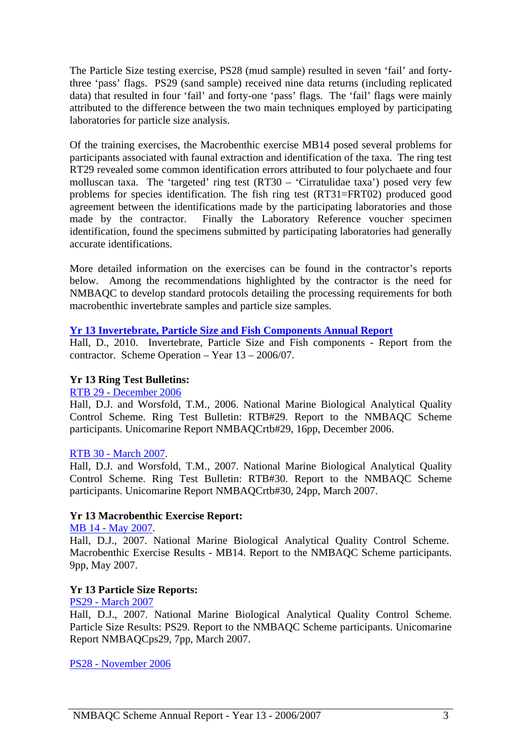The Particle Size testing exercise, PS28 (mud sample) resulted in seven 'fail' and forty-three 'pass' flags. PS29 (sand sample) received nine data returns (including replicated data) that resulted in four 'fail' and forty-one 'pass' flags. The 'fail' flags were mainly attributed to the difference between the two main techniques employed by participating laboratories for particle size analysis.

Of the training exercises, the Macrobenthic exercise MB14 posed several problems for participants associated with faunal extraction and identification of the taxa. The ring test RT29 revealed some common identification errors attributed to four polychaete and four molluscan taxa. The 'targeted' ring test (RT30 – 'Cirratulidae taxa') posed very few problems for species identification. The fish ring test (RT31=FRT02) produced good agreement between the identifications made by the participating laboratories and those made by the contractor. Finally the Laboratory Reference voucher specimen identification, found the specimens submitted by participating laboratories had generally accurate identifications.

More detailed information on the exercises can be found in the contractor's reports below. Among the recommendations highlighted by the contractor is the need for NMBAQC to develop standard protocols detailing the processing requirements for both macrobenthic invertebrate samples and particle size samples.

**Yr 13 Invertebrate, Particle Size and Fish Components Annual Report**
Hall, D., 2010. Invertebrate, Particle Size and Fish components - Report from the contractor. Scheme Operation – Year 13 – 2006/07.

**Yr 13 Ring Test Bulletins:**

RTB 29 - December 2006
Hall, D.J. and Worsfold, T.M., 2006. National Marine Biological Analytical Quality Control Scheme. Ring Test Bulletin: RTB#29. Report to the NMBAQC Scheme participants. Unicomarine Report NMBAQCrtb#29, 16pp, December 2006.

RTB 30 - March 2007.
Hall, D.J. and Worsfold, T.M., 2007. National Marine Biological Analytical Quality Control Scheme. Ring Test Bulletin: RTB#30. Report to the NMBAQC Scheme participants. Unicomarine Report NMBAQCrtb#30, 24pp, March 2007.

**Yr 13 Macrobenthic Exercise Report:**

MB 14 - May 2007.
Hall, D.J., 2007. National Marine Biological Analytical Quality Control Scheme. Macrobenthic Exercise Results - MB14. Report to the NMBAQC Scheme participants. 9pp, May 2007.

**Yr 13 Particle Size Reports:**

PS29 - March 2007
Hall, D.J., 2007. National Marine Biological Analytical Quality Control Scheme. Particle Size Results: PS29. Report to the NMBAQC Scheme participants. Unicomarine Report NMBAQCps29, 7pp, March 2007.

PS28 - November 2006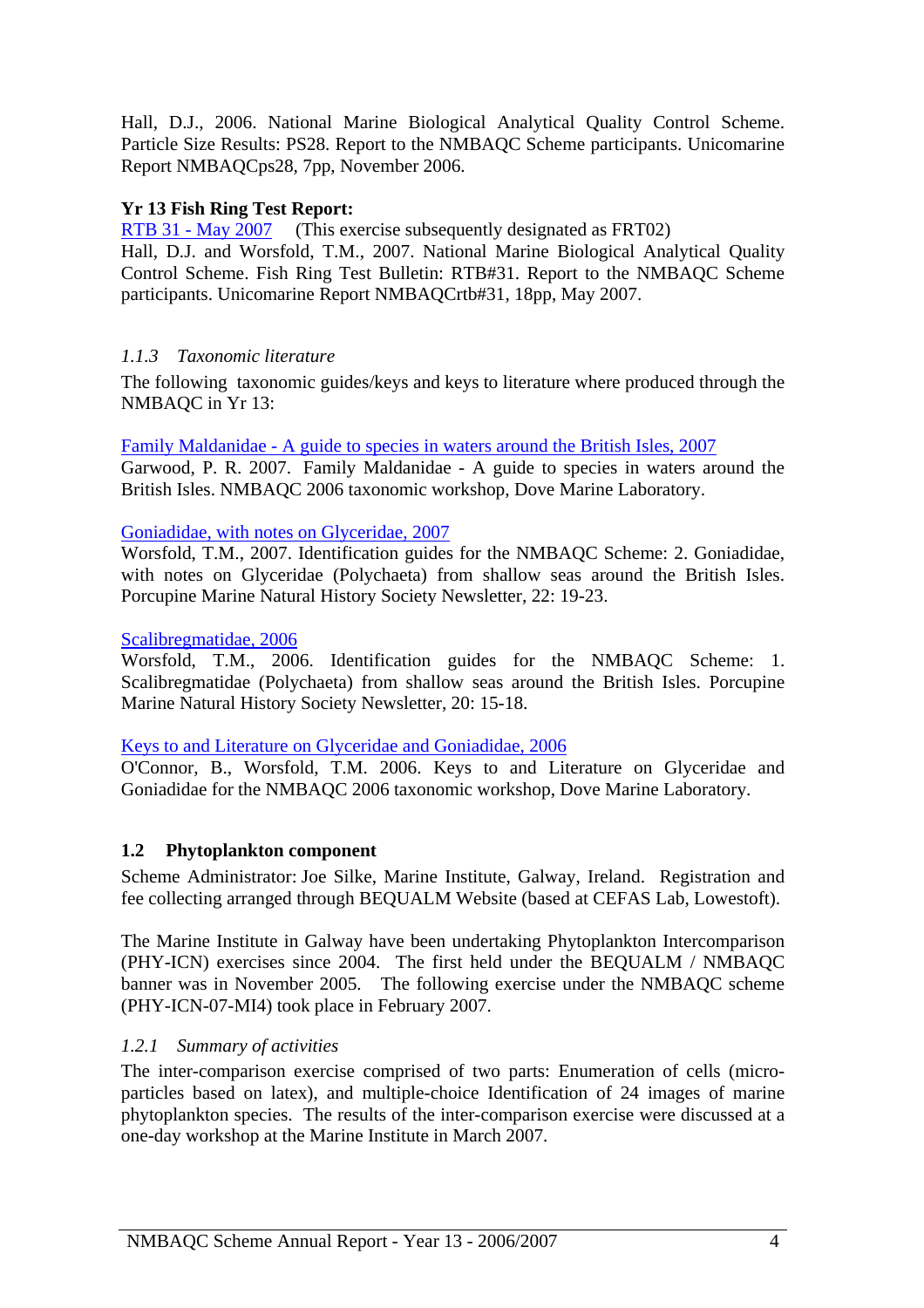Hall, D.J., 2006. National Marine Biological Analytical Quality Control Scheme. Particle Size Results: PS28. Report to the NMBAQC Scheme participants. Unicomarine Report NMBAQCps28, 7pp, November 2006.

**Yr 13 Fish Ring Test Report:**

RTB 31 - May 2007 (This exercise subsequently designated as FRT02)

Hall, D.J. and Worsfold, T.M., 2007. National Marine Biological Analytical Quality Control Scheme. Fish Ring Test Bulletin: RTB#31. Report to the NMBAQC Scheme participants. Unicomarine Report NMBAQCrtb#31, 18pp, May 2007.

### *1.1.3 Taxonomic literature*

The following taxonomic guides/keys and keys to literature where produced through the NMBAQC in Yr 13:

Family Maldanidae - A guide to species in waters around the British Isles, 2007

Garwood, P. R. 2007. Family Maldanidae - A guide to species in waters around the British Isles. NMBAQC 2006 taxonomic workshop, Dove Marine Laboratory.

Goniadidae, with notes on Glyceridae, 2007

Worsfold, T.M., 2007. Identification guides for the NMBAQC Scheme: 2. Goniadidae, with notes on Glyceridae (Polychaeta) from shallow seas around the British Isles. Porcupine Marine Natural History Society Newsletter, 22: 19-23.

Scalibregmatidae, 2006

Worsfold, T.M., 2006. Identification guides for the NMBAQC Scheme: 1. Scalibregmatidae (Polychaeta) from shallow seas around the British Isles. Porcupine Marine Natural History Society Newsletter, 20: 15-18.

Keys to and Literature on Glyceridae and Goniadidae, 2006

O'Connor, B., Worsfold, T.M. 2006. Keys to and Literature on Glyceridae and Goniadidae for the NMBAQC 2006 taxonomic workshop, Dove Marine Laboratory.

## 1.2 Phytoplankton component

Scheme Administrator: Joe Silke, Marine Institute, Galway, Ireland. Registration and fee collecting arranged through BEQUALM Website (based at CEFAS Lab, Lowestoft).

The Marine Institute in Galway have been undertaking Phytoplankton Intercomparison (PHY-ICN) exercises since 2004. The first held under the BEQUALM / NMBAQC banner was in November 2005. The following exercise under the NMBAQC scheme (PHY-ICN-07-MI4) took place in February 2007.

### *1.2.1 Summary of activities*

The inter-comparison exercise comprised of two parts: Enumeration of cells (micro-particles based on latex), and multiple-choice Identification of 24 images of marine phytoplankton species. The results of the inter-comparison exercise were discussed at a one-day workshop at the Marine Institute in March 2007.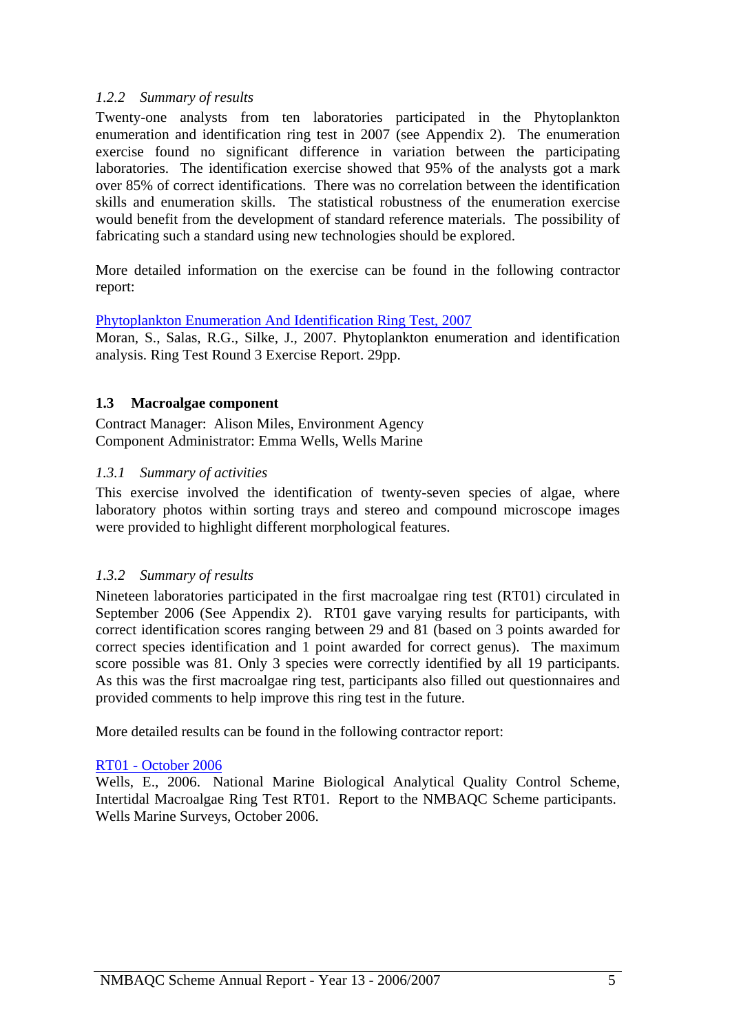#### *1.2.2 Summary of results*

Twenty-one analysts from ten laboratories participated in the Phytoplankton enumeration and identification ring test in 2007 (see Appendix 2). The enumeration exercise found no significant difference in variation between the participating laboratories. The identification exercise showed that 95% of the analysts got a mark over 85% of correct identifications. There was no correlation between the identification skills and enumeration skills. The statistical robustness of the enumeration exercise would benefit from the development of standard reference materials. The possibility of fabricating such a standard using new technologies should be explored.

More detailed information on the exercise can be found in the following contractor report:

Phytoplankton Enumeration And Identification Ring Test, 2007

Moran, S., Salas, R.G., Silke, J., 2007. Phytoplankton enumeration and identification analysis. Ring Test Round 3 Exercise Report. 29pp.

### **1.3 Macroalgae component**

Contract Manager: Alison Miles, Environment Agency
Component Administrator: Emma Wells, Wells Marine

#### *1.3.1 Summary of activities*

This exercise involved the identification of twenty-seven species of algae, where laboratory photos within sorting trays and stereo and compound microscope images were provided to highlight different morphological features.

#### *1.3.2 Summary of results*

Nineteen laboratories participated in the first macroalgae ring test (RT01) circulated in September 2006 (See Appendix 2). RT01 gave varying results for participants, with correct identification scores ranging between 29 and 81 (based on 3 points awarded for correct species identification and 1 point awarded for correct genus). The maximum score possible was 81. Only 3 species were correctly identified by all 19 participants. As this was the first macroalgae ring test, participants also filled out questionnaires and provided comments to help improve this ring test in the future.

More detailed results can be found in the following contractor report:

RT01 - October 2006

Wells, E., 2006. National Marine Biological Analytical Quality Control Scheme, Intertidal Macroalgae Ring Test RT01. Report to the NMBAQC Scheme participants. Wells Marine Surveys, October 2006.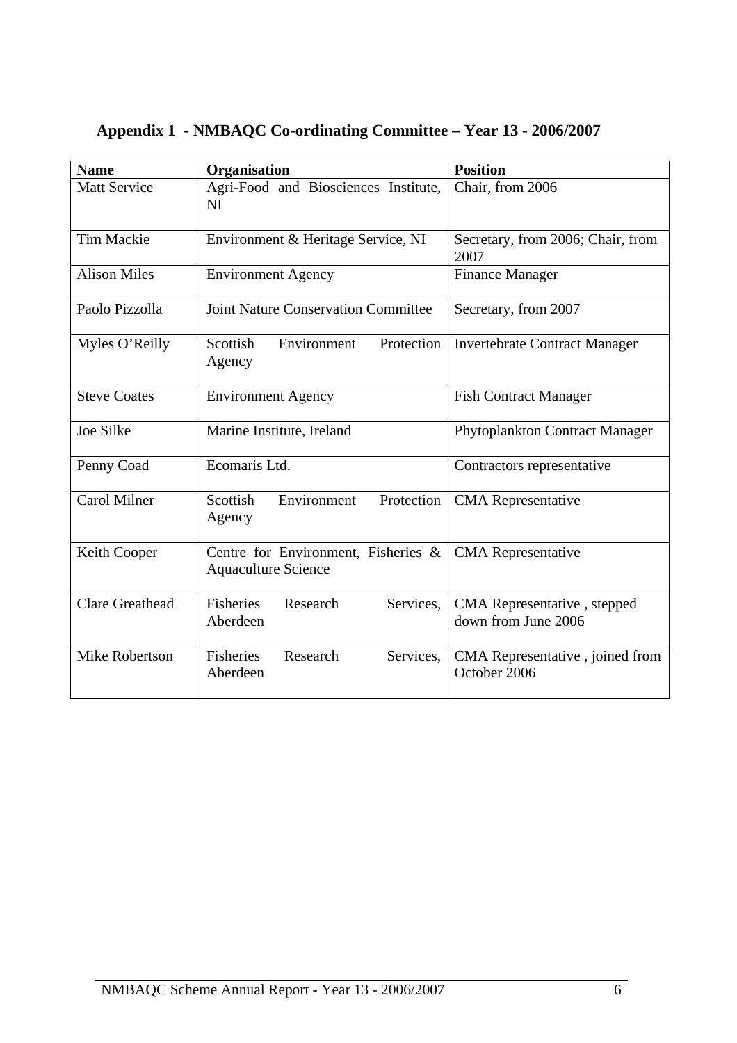## Appendix 1 - NMBAQC Co-ordinating Committee – Year 13 - 2006/2007

| Name | Organisation | Position |
|---|---|---|
| Matt Service | Agri-Food and Biosciences Institute, NI | Chair, from 2006 |
| Tim Mackie | Environment & Heritage Service, NI | Secretary, from 2006; Chair, from 2007 |
| Alison Miles | Environment Agency | Finance Manager |
| Paolo Pizzolla | Joint Nature Conservation Committee | Secretary, from 2007 |
| Myles O'Reilly | Scottish Environment Protection Agency | Invertebrate Contract Manager |
| Steve Coates | Environment Agency | Fish Contract Manager |
| Joe Silke | Marine Institute, Ireland | Phytoplankton Contract Manager |
| Penny Coad | Ecomaris Ltd. | Contractors representative |
| Carol Milner | Scottish Environment Protection Agency | CMA Representative |
| Keith Cooper | Centre for Environment, Fisheries & Aquaculture Science | CMA Representative |
| Clare Greathead | Fisheries Research Services, Aberdeen | CMA Representative , stepped down from June 2006 |
| Mike Robertson | Fisheries Research Services, Aberdeen | CMA Representative , joined from October 2006 |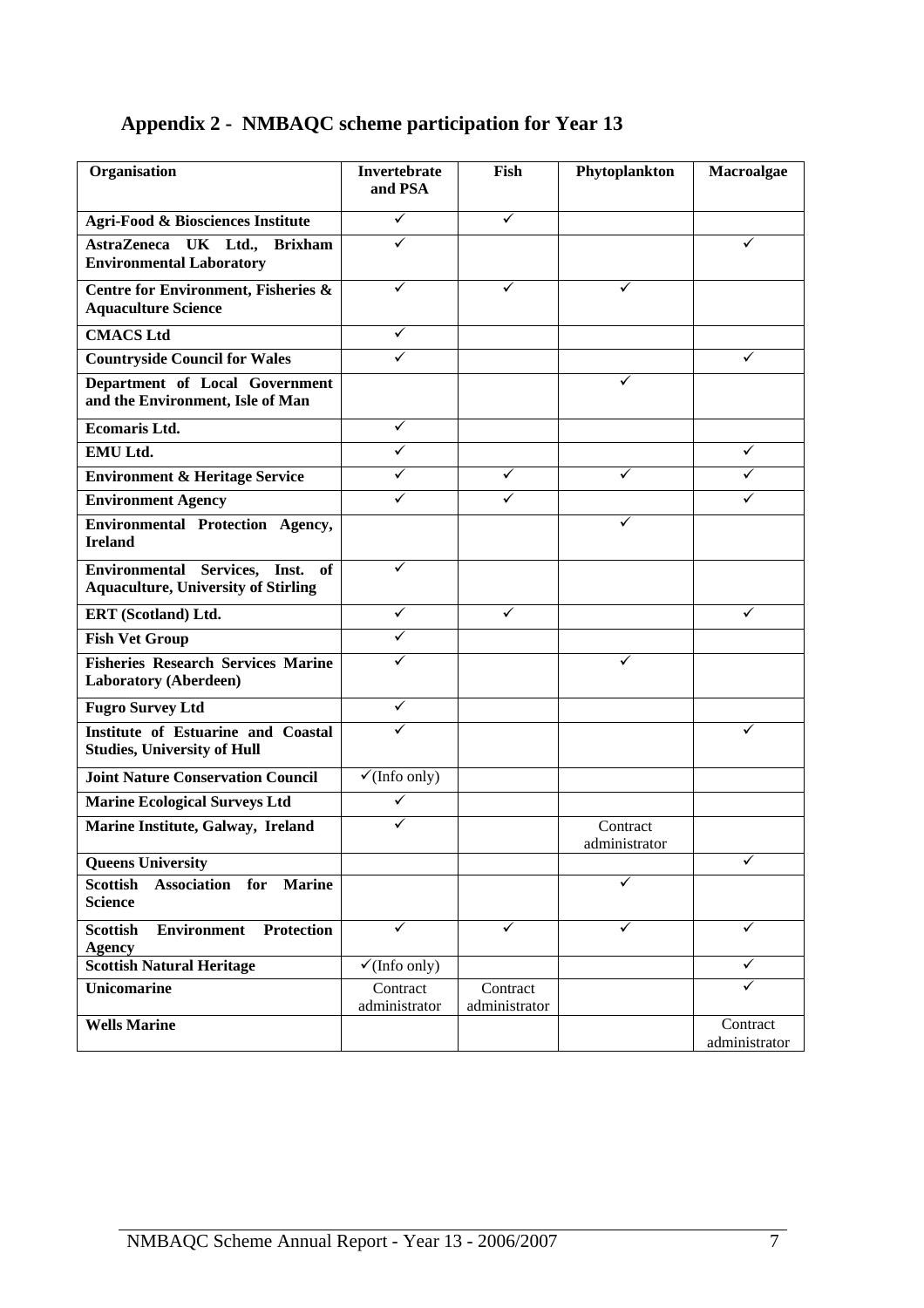## Appendix 2 - NMBAQC scheme participation for Year 13

| Organisation | Invertebrate and PSA | Fish | Phytoplankton | Macroalgae |
|---|---|---|---|---|
| **Agri-Food & Biosciences Institute** | ✓ | ✓ | | |
| **AstraZeneca UK Ltd., Brixham Environmental Laboratory** | ✓ | | | ✓ |
| **Centre for Environment, Fisheries & Aquaculture Science** | ✓ | ✓ | ✓ | |
| **CMACS Ltd** | ✓ | | | |
| **Countryside Council for Wales** | ✓ | | | ✓ |
| **Department of Local Government and the Environment, Isle of Man** | | | ✓ | |
| **Ecomaris Ltd.** | ✓ | | | |
| **EMU Ltd.** | ✓ | | | ✓ |
| **Environment & Heritage Service** | ✓ | ✓ | ✓ | ✓ |
| **Environment Agency** | ✓ | ✓ | | ✓ |
| **Environmental Protection Agency, Ireland** | | | ✓ | |
| **Environmental Services, Inst. of Aquaculture, University of Stirling** | ✓ | | | |
| **ERT (Scotland) Ltd.** | ✓ | ✓ | | ✓ |
| **Fish Vet Group** | ✓ | | | |
| **Fisheries Research Services Marine Laboratory (Aberdeen)** | ✓ | | ✓ | |
| **Fugro Survey Ltd** | ✓ | | | |
| **Institute of Estuarine and Coastal Studies, University of Hull** | ✓ | | | ✓ |
| **Joint Nature Conservation Council** | ✓(Info only) | | | |
| **Marine Ecological Surveys Ltd** | ✓ | | | |
| **Marine Institute, Galway, Ireland** | ✓ | | Contract administrator | |
| **Queens University** | | | | ✓ |
| **Scottish Association for Marine Science** | | | ✓ | |
| **Scottish Environment Protection Agency** | ✓ | ✓ | ✓ | ✓ |
| **Scottish Natural Heritage** | ✓(Info only) | | | ✓ |
| **Unicomarine** | Contract administrator | Contract administrator | | ✓ |
| **Wells Marine** | | | | Contract administrator |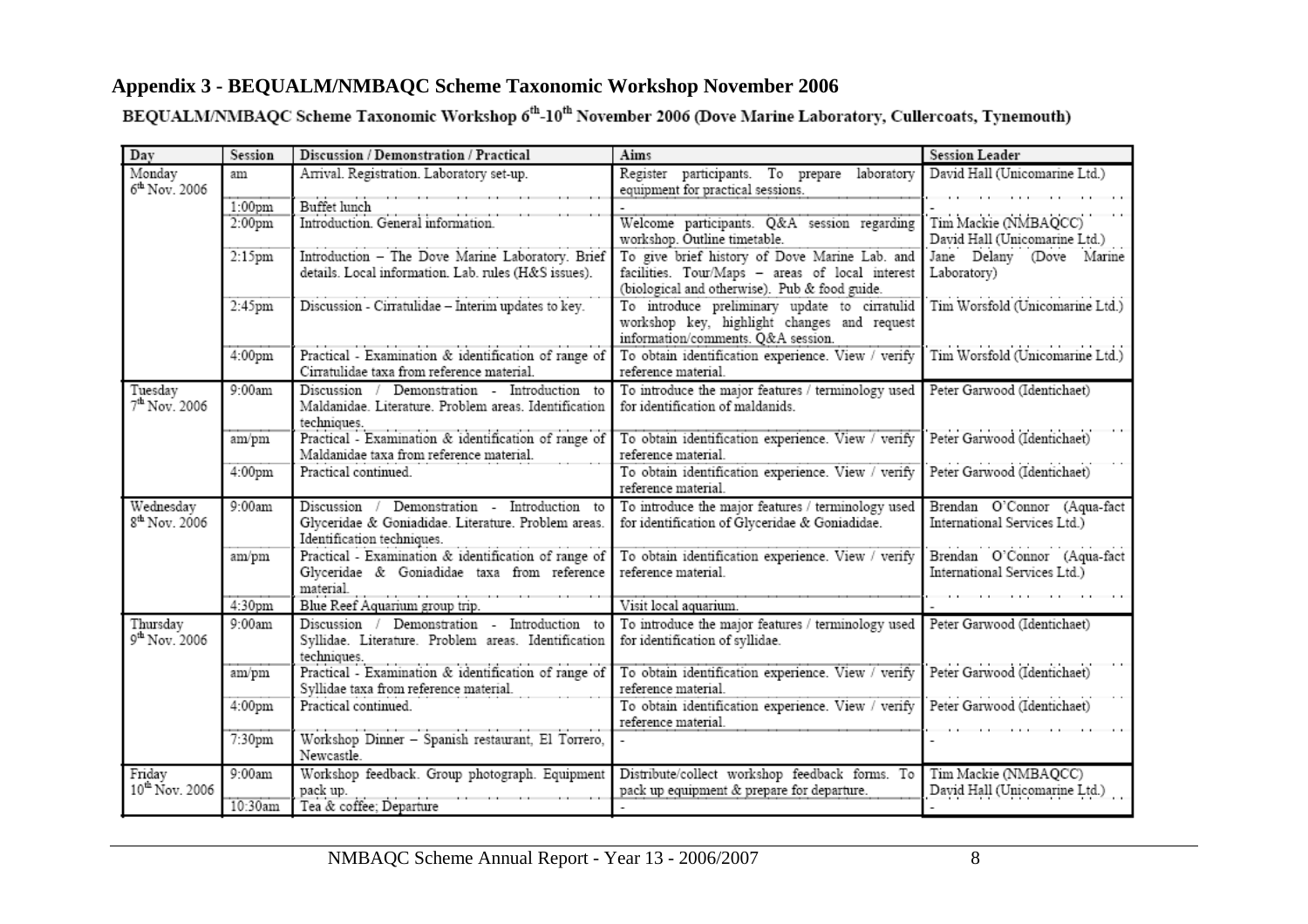## Appendix 3 - BEQUALM/NMBAQC Scheme Taxonomic Workshop November 2006

**BEQUALM/NMBAQC Scheme Taxonomic Workshop 6th-10th November 2006 (Dove Marine Laboratory, Cullercoats, Tynemouth)**

| Day | Session | Discussion / Demonstration / Practical | Aims | Session Leader |
|---|---|---|---|---|
| Monday 6th Nov. 2006 | am | Arrival. Registration. Laboratory set-up. | Register participants. To prepare laboratory equipment for practical sessions. | David Hall (Unicomarine Ltd.) |
| | 1:00pm | Buffet lunch | - | - |
| | 2:00pm | Introduction. General information. | Welcome participants. Q&A session regarding workshop. Outline timetable. | Tim Mackie (NMBAQCC) David Hall (Unicomarine Ltd.) |
| | 2:15pm | Introduction – The Dove Marine Laboratory. Brief details. Local information. Lab. rules (H&S issues). | To give brief history of Dove Marine Lab. and facilities. Tour/Maps – areas of local interest (biological and otherwise). Pub & food guide. | Jane Delany (Dove Marine Laboratory) |
| | 2:45pm | Discussion - Cirratulidae – Interim updates to key. | To introduce preliminary update to cirratulid workshop key, highlight changes and request information/comments. Q&A session. | Tim Worsfold (Unicomarine Ltd.) |
| | 4:00pm | Practical - Examination & identification of range of Cirratulidae taxa from reference material. | To obtain identification experience. View / verify reference material. | Tim Worsfold (Unicomarine Ltd.) |
| Tuesday 7th Nov. 2006 | 9:00am | Discussion / Demonstration - Introduction to Maldanidae. Literature. Problem areas. Identification techniques. | To introduce the major features / terminology used for identification of maldanids. | Peter Garwood (Identichaet) |
| | am/pm | Practical - Examination & identification of range of Maldanidae taxa from reference material. | To obtain identification experience. View / verify reference material. | Peter Garwood (Identichaet) |
| | 4:00pm | Practical continued. | To obtain identification experience. View / verify reference material. | Peter Garwood (Identichaet) |
| Wednesday 8th Nov. 2006 | 9:00am | Discussion / Demonstration - Introduction to Glyceridae & Goniadidae. Literature. Problem areas. Identification techniques. | To introduce the major features / terminology used for identification of Glyceridae & Goniadidae. | Brendan O'Connor (Aqua-fact International Services Ltd.) |
| | am/pm | Practical - Examination & identification of range of Glyceridae & Goniadidae taxa from reference material. | To obtain identification experience. View / verify reference material. | Brendan O'Connor (Aqua-fact International Services Ltd.) |
| | 4:30pm | Blue Reef Aquarium group trip. | Visit local aquarium. | - |
| Thursday 9th Nov. 2006 | 9:00am | Discussion / Demonstration - Introduction to Syllidae. Literature. Problem areas. Identification techniques. | To introduce the major features / terminology used for identification of syllidae. | Peter Garwood (Identichaet) |
| | am/pm | Practical - Examination & identification of range of Syllidae taxa from reference material. | To obtain identification experience. View / verify reference material. | Peter Garwood (Identichaet) |
| | 4:00pm | Practical continued. | To obtain identification experience. View / verify reference material. | Peter Garwood (Identichaet) |
| | 7:30pm | Workshop Dinner – Spanish restaurant, El Torrero, Newcastle. | - | - |
| Friday 10th Nov. 2006 | 9:00am | Workshop feedback. Group photograph. Equipment pack up. | Distribute/collect workshop feedback forms. To pack up equipment & prepare for departure. | Tim Mackie (NMBAQCC) David Hall (Unicomarine Ltd.) |
| | 10:30am | Tea & coffee; Departure | - | - |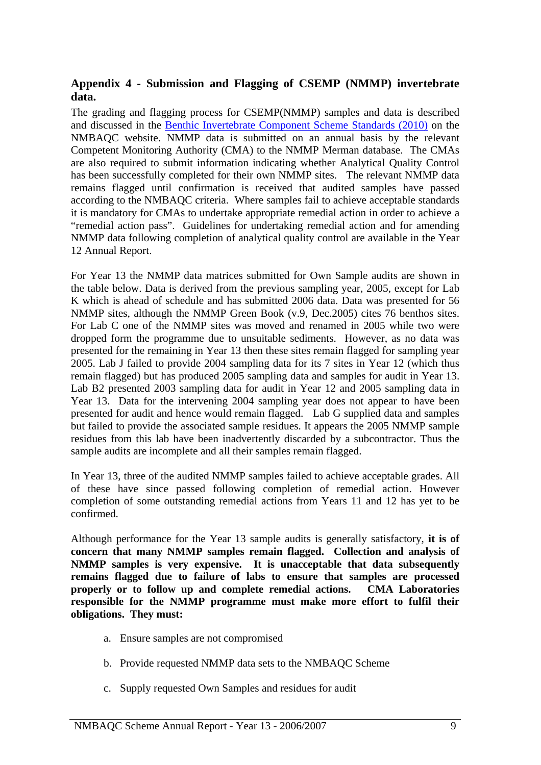## Appendix 4 - Submission and Flagging of CSEMP (NMMP) invertebrate data.

The grading and flagging process for CSEMP(NMMP) samples and data is described and discussed in the Benthic Invertebrate Component Scheme Standards (2010) on the NMBAQC website. NMMP data is submitted on an annual basis by the relevant Competent Monitoring Authority (CMA) to the NMMP Merman database. The CMAs are also required to submit information indicating whether Analytical Quality Control has been successfully completed for their own NMMP sites. The relevant NMMP data remains flagged until confirmation is received that audited samples have passed according to the NMBAQC criteria. Where samples fail to achieve acceptable standards it is mandatory for CMAs to undertake appropriate remedial action in order to achieve a "remedial action pass". Guidelines for undertaking remedial action and for amending NMMP data following completion of analytical quality control are available in the Year 12 Annual Report.

For Year 13 the NMMP data matrices submitted for Own Sample audits are shown in the table below. Data is derived from the previous sampling year, 2005, except for Lab K which is ahead of schedule and has submitted 2006 data. Data was presented for 56 NMMP sites, although the NMMP Green Book (v.9, Dec.2005) cites 76 benthos sites. For Lab C one of the NMMP sites was moved and renamed in 2005 while two were dropped form the programme due to unsuitable sediments. However, as no data was presented for the remaining in Year 13 then these sites remain flagged for sampling year 2005. Lab J failed to provide 2004 sampling data for its 7 sites in Year 12 (which thus remain flagged) but has produced 2005 sampling data and samples for audit in Year 13. Lab B2 presented 2003 sampling data for audit in Year 12 and 2005 sampling data in Year 13. Data for the intervening 2004 sampling year does not appear to have been presented for audit and hence would remain flagged. Lab G supplied data and samples but failed to provide the associated sample residues. It appears the 2005 NMMP sample residues from this lab have been inadvertently discarded by a subcontractor. Thus the sample audits are incomplete and all their samples remain flagged.

In Year 13, three of the audited NMMP samples failed to achieve acceptable grades. All of these have since passed following completion of remedial action. However completion of some outstanding remedial actions from Years 11 and 12 has yet to be confirmed.

Although performance for the Year 13 sample audits is generally satisfactory, **it is of concern that many NMMP samples remain flagged. Collection and analysis of NMMP samples is very expensive. It is unacceptable that data subsequently remains flagged due to failure of labs to ensure that samples are processed properly or to follow up and complete remedial actions. CMA Laboratories responsible for the NMMP programme must make more effort to fulfil their obligations. They must:**

a. Ensure samples are not compromised

b. Provide requested NMMP data sets to the NMBAQC Scheme

c. Supply requested Own Samples and residues for audit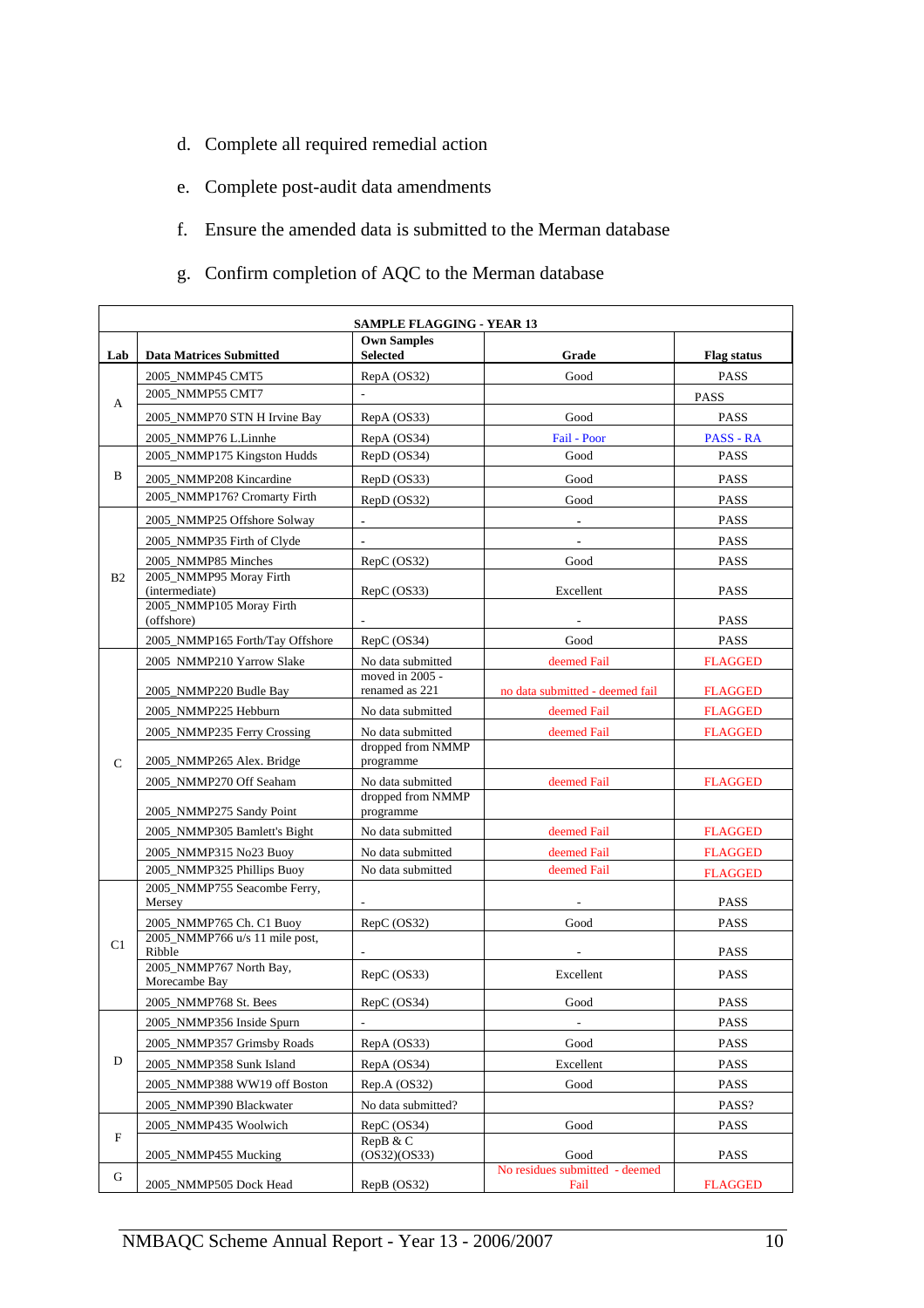d. Complete all required remedial action

e. Complete post-audit data amendments

f. Ensure the amended data is submitted to the Merman database

g. Confirm completion of AQC to the Merman database

| SAMPLE FLAGGING - YEAR 13 | | | | |
|---|---|---|---|---|
| **Lab** | **Data Matrices Submitted** | **Own Samples Selected** | **Grade** | **Flag status** |
| A | 2005_NMMP45 CMT5 | RepA (OS32) | Good | PASS |
| | 2005_NMMP55 CMT7 | - | | PASS |
| | 2005_NMMP70 STN H Irvine Bay | RepA (OS33) | Good | PASS |
| | 2005_NMMP76 L.Linnhe | RepA (OS34) | Fail - Poor | PASS - RA |
| B | 2005_NMMP175 Kingston Hudds | RepD (OS34) | Good | PASS |
| | 2005_NMMP208 Kincardine | RepD (OS33) | Good | PASS |
| | 2005_NMMP176? Cromarty Firth | RepD (OS32) | Good | PASS |
| B2 | 2005_NMMP25 Offshore Solway | - | - | PASS |
| | 2005_NMMP35 Firth of Clyde | - | - | PASS |
| | 2005_NMMP85 Minches | RepC (OS32) | Good | PASS |
| | 2005_NMMP95 Moray Firth (intermediate) | RepC (OS33) | Excellent | PASS |
| | 2005_NMMP105 Moray Firth (offshore) | - | - | PASS |
| | 2005_NMMP165 Forth/Tay Offshore | RepC (OS34) | Good | PASS |
| C | 2005 NMMP210 Yarrow Slake | No data submitted | deemed Fail | FLAGGED |
| | 2005_NMMP220 Budle Bay | moved in 2005 - renamed as 221 | no data submitted - deemed fail | FLAGGED |
| | 2005_NMMP225 Hebburn | No data submitted | deemed Fail | FLAGGED |
| | 2005_NMMP235 Ferry Crossing | No data submitted | deemed Fail | FLAGGED |
| | 2005_NMMP265 Alex. Bridge | dropped from NMMP programme | | |
| | 2005_NMMP270 Off Seaham | No data submitted | deemed Fail | FLAGGED |
| | 2005_NMMP275 Sandy Point | dropped from NMMP programme | | |
| | 2005_NMMP305 Bamlett's Bight | No data submitted | deemed Fail | FLAGGED |
| | 2005_NMMP315 No23 Buoy | No data submitted | deemed Fail | FLAGGED |
| | 2005_NMMP325 Phillips Buoy | No data submitted | deemed Fail | FLAGGED |
| C1 | 2005_NMMP755 Seacombe Ferry, Mersey | - | - | PASS |
| | 2005_NMMP765 Ch. C1 Buoy | RepC (OS32) | Good | PASS |
| | 2005_NMMP766 u/s 11 mile post, Ribble | - | - | PASS |
| | 2005_NMMP767 North Bay, Morecambe Bay | RepC (OS33) | Excellent | PASS |
| | 2005_NMMP768 St. Bees | RepC (OS34) | Good | PASS |
| D | 2005_NMMP356 Inside Spurn | - | - | PASS |
| | 2005_NMMP357 Grimsby Roads | RepA (OS33) | Good | PASS |
| | 2005_NMMP358 Sunk Island | RepA (OS34) | Excellent | PASS |
| | 2005_NMMP388 WW19 off Boston | Rep.A (OS32) | Good | PASS |
| | 2005_NMMP390 Blackwater | No data submitted? | | PASS? |
| F | 2005_NMMP435 Woolwich | RepC (OS34) | Good | PASS |
| | 2005_NMMP455 Mucking | RepB & C (OS32)(OS33) | Good | PASS |
| G | 2005_NMMP505 Dock Head | RepB (OS32) | No residues submitted - deemed Fail | FLAGGED |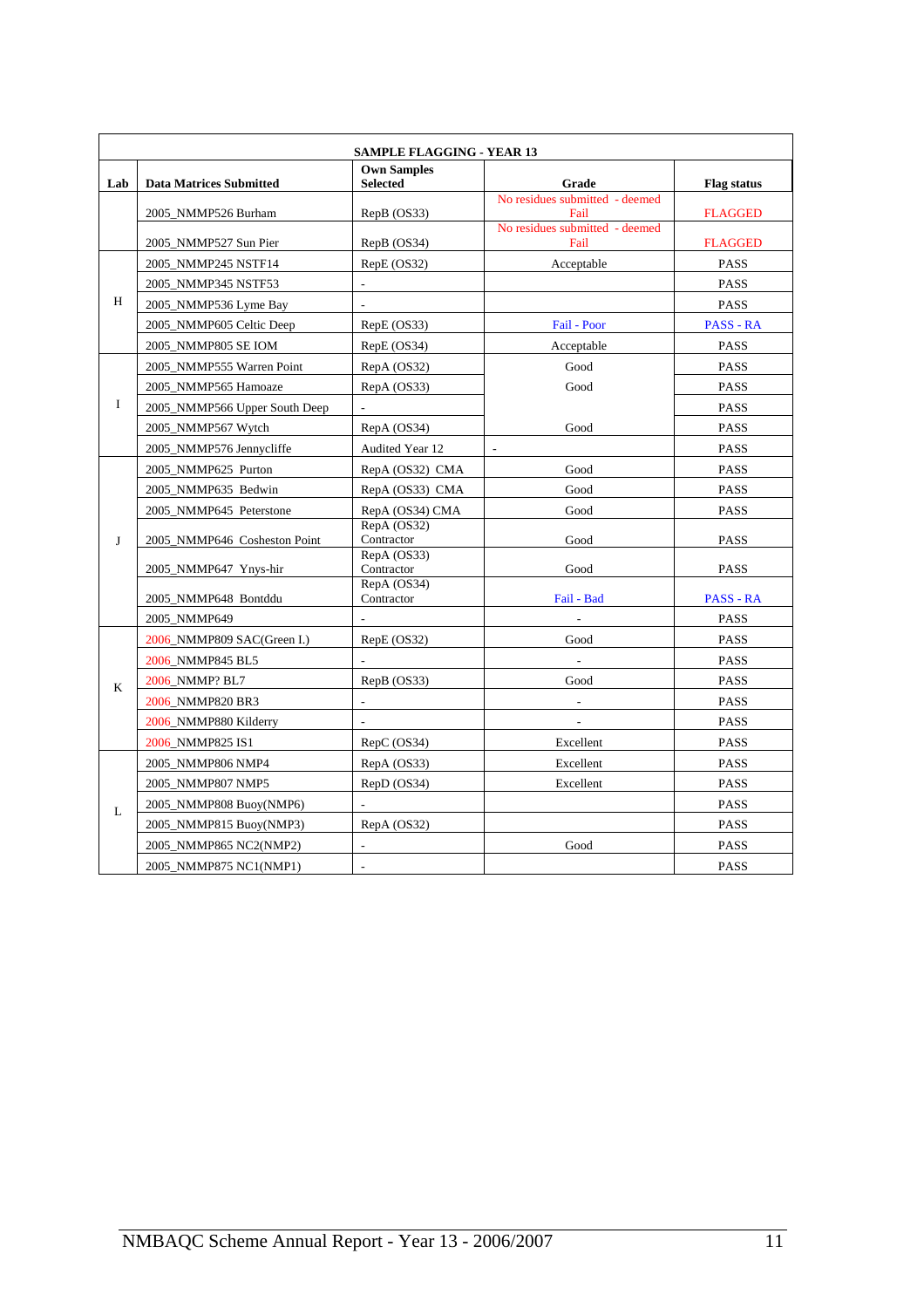| SAMPLE FLAGGING - YEAR 13 | | | | |
|---|---|---|---|---|
| **Lab** | **Data Matrices Submitted** | **Own Samples Selected** | **Grade** | **Flag status** |
| | 2005_NMMP526 Burham | RepB (OS33) | No residues submitted - deemed Fail | FLAGGED |
| | 2005_NMMP527 Sun Pier | RepB (OS34) | No residues submitted - deemed Fail | FLAGGED |
| H | 2005_NMMP245 NSTF14 | RepE (OS32) | Acceptable | PASS |
| | 2005_NMMP345 NSTF53 | - | | PASS |
| | 2005_NMMP536 Lyme Bay | - | | PASS |
| | 2005_NMMP605 Celtic Deep | RepE (OS33) | Fail - Poor | PASS - RA |
| | 2005_NMMP805 SE IOM | RepE (OS34) | Acceptable | PASS |
| I | 2005_NMMP555 Warren Point | RepA (OS32) | Good | PASS |
| | 2005_NMMP565 Hamoaze | RepA (OS33) | Good | PASS |
| | 2005_NMMP566 Upper South Deep | - | | PASS |
| | 2005_NMMP567 Wytch | RepA (OS34) | Good | PASS |
| | 2005_NMMP576 Jennycliffe | Audited Year 12 | - | PASS |
| J | 2005_NMMP625 Purton | RepA (OS32) CMA | Good | PASS |
| | 2005_NMMP635 Bedwin | RepA (OS33) CMA | Good | PASS |
| | 2005_NMMP645 Peterstone | RepA (OS34) CMA | Good | PASS |
| | 2005_NMMP646 Cosheston Point | RepA (OS32) Contractor | Good | PASS |
| | 2005_NMMP647 Ynys-hir | RepA (OS33) Contractor | Good | PASS |
| | 2005_NMMP648 Bontddu | RepA (OS34) Contractor | Fail - Bad | PASS - RA |
| | 2005_NMMP649 | - | - | PASS |
| K | 2006_NMMP809 SAC(Green I.) | RepE (OS32) | Good | PASS |
| | 2006_NMMP845 BL5 | - | - | PASS |
| | 2006_NMMP? BL7 | RepB (OS33) | Good | PASS |
| | 2006_NMMP820 BR3 | - | - | PASS |
| | 2006_NMMP880 Kilderry | - | - | PASS |
| | 2006_NMMP825 IS1 | RepC (OS34) | Excellent | PASS |
| L | 2005_NMMP806 NMP4 | RepA (OS33) | Excellent | PASS |
| | 2005_NMMP807 NMP5 | RepD (OS34) | Excellent | PASS |
| | 2005_NMMP808 Buoy(NMP6) | - | | PASS |
| | 2005_NMMP815 Buoy(NMP3) | RepA (OS32) | | PASS |
| | 2005_NMMP865 NC2(NMP2) | - | Good | PASS |
| | 2005_NMMP875 NC1(NMP1) | - | | PASS |